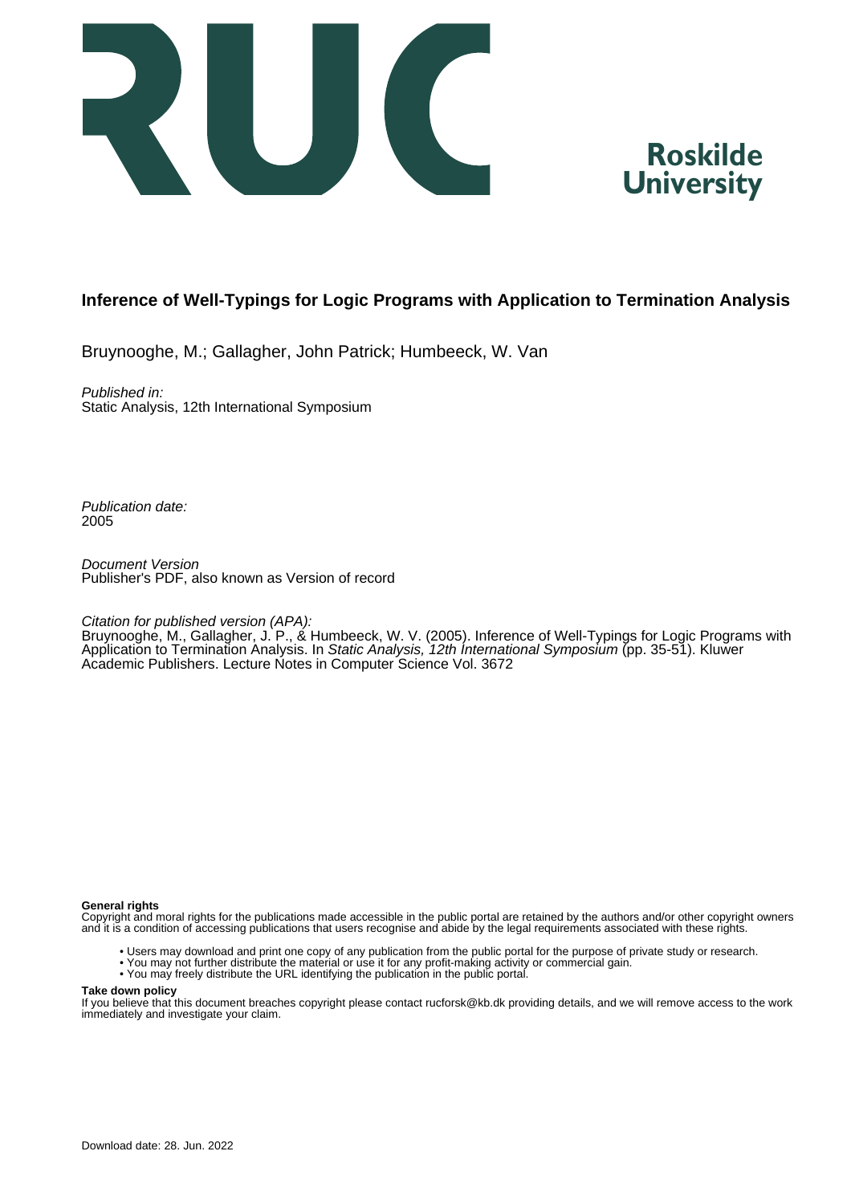# Inference of Well-Typings for Logic Programs with Application to Termination Analysis

Bruynooghe, M.; Gallagher, John Patrick; Humbeeck, W. Van

*Published in:*
Static Analysis, 12th International Symposium

*Publication date:*
2005

*Document Version*
Publisher's PDF, also known as Version of record

*Citation for published version (APA):*
Bruynooghe, M., Gallagher, J. P., & Humbeeck, W. V. (2005). Inference of Well-Typings for Logic Programs with Application to Termination Analysis. In *Static Analysis, 12th International Symposium* (pp. 35-51). Kluwer Academic Publishers. Lecture Notes in Computer Science Vol. 3672

**General rights**
Copyright and moral rights for the publications made accessible in the public portal are retained by the authors and/or other copyright owners and it is a condition of accessing publications that users recognise and abide by the legal requirements associated with these rights.

- Users may download and print one copy of any publication from the public portal for the purpose of private study or research.
- You may not further distribute the material or use it for any profit-making activity or commercial gain.
- You may freely distribute the URL identifying the publication in the public portal.

**Take down policy**
If you believe that this document breaches copyright please contact rucforsk@kb.dk providing details, and we will remove access to the work immediately and investigate your claim.

Download date: 28. Jun. 2022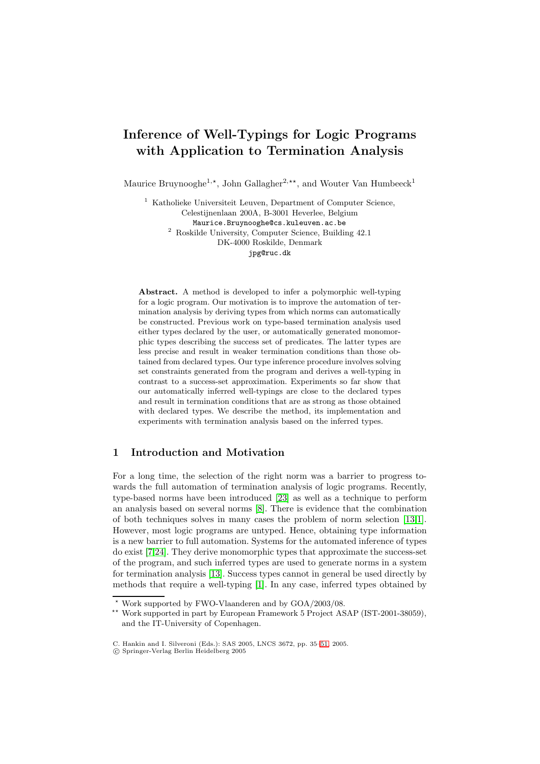# Inference of Well-Typings for Logic Programs with Application to Termination Analysis

Maurice Bruynooghe[1,⋆], John Gallagher[2,⋆⋆], and Wouter Van Humbeeck[1]

[1] Katholieke Universiteit Leuven, Department of Computer Science, Celestijnenlaan 200A, B-3001 Heverlee, Belgium
Maurice.Bruynooghe@cs.kuleuven.ac.be

[2] Roskilde University, Computer Science, Building 42.1 DK-4000 Roskilde, Denmark
jpg@ruc.dk

**Abstract.** A method is developed to infer a polymorphic well-typing for a logic program. Our motivation is to improve the automation of termination analysis by deriving types from which norms can automatically be constructed. Previous work on type-based termination analysis used either types declared by the user, or automatically generated monomorphic types describing the success set of predicates. The latter types are less precise and result in weaker termination conditions than those obtained from declared types. Our type inference procedure involves solving set constraints generated from the program and derives a well-typing in contrast to a success-set approximation. Experiments so far show that our automatically inferred well-typings are close to the declared types and result in termination conditions that are as strong as those obtained with declared types. We describe the method, its implementation and experiments with termination analysis based on the inferred types.

## 1 Introduction and Motivation

For a long time, the selection of the right norm was a barrier to progress towards the full automation of termination analysis of logic programs. Recently, type-based norms have been introduced [23] as well as a technique to perform an analysis based on several norms [8]. There is evidence that the combination of both techniques solves in many cases the problem of norm selection [13,1]. However, most logic programs are untyped. Hence, obtaining type information is a new barrier to full automation. Systems for the automated inference of types do exist [7,24]. They derive monomorphic types that approximate the success-set of the program, and such inferred types are used to generate norms in a system for termination analysis [13]. Success types cannot in general be used directly by methods that require a well-typing [1]. In any case, inferred types obtained by

⋆ Work supported by FWO-Vlaanderen and by GOA/2003/08.

⋆⋆ Work supported in part by European Framework 5 Project ASAP (IST-2001-38059), and the IT-University of Copenhagen.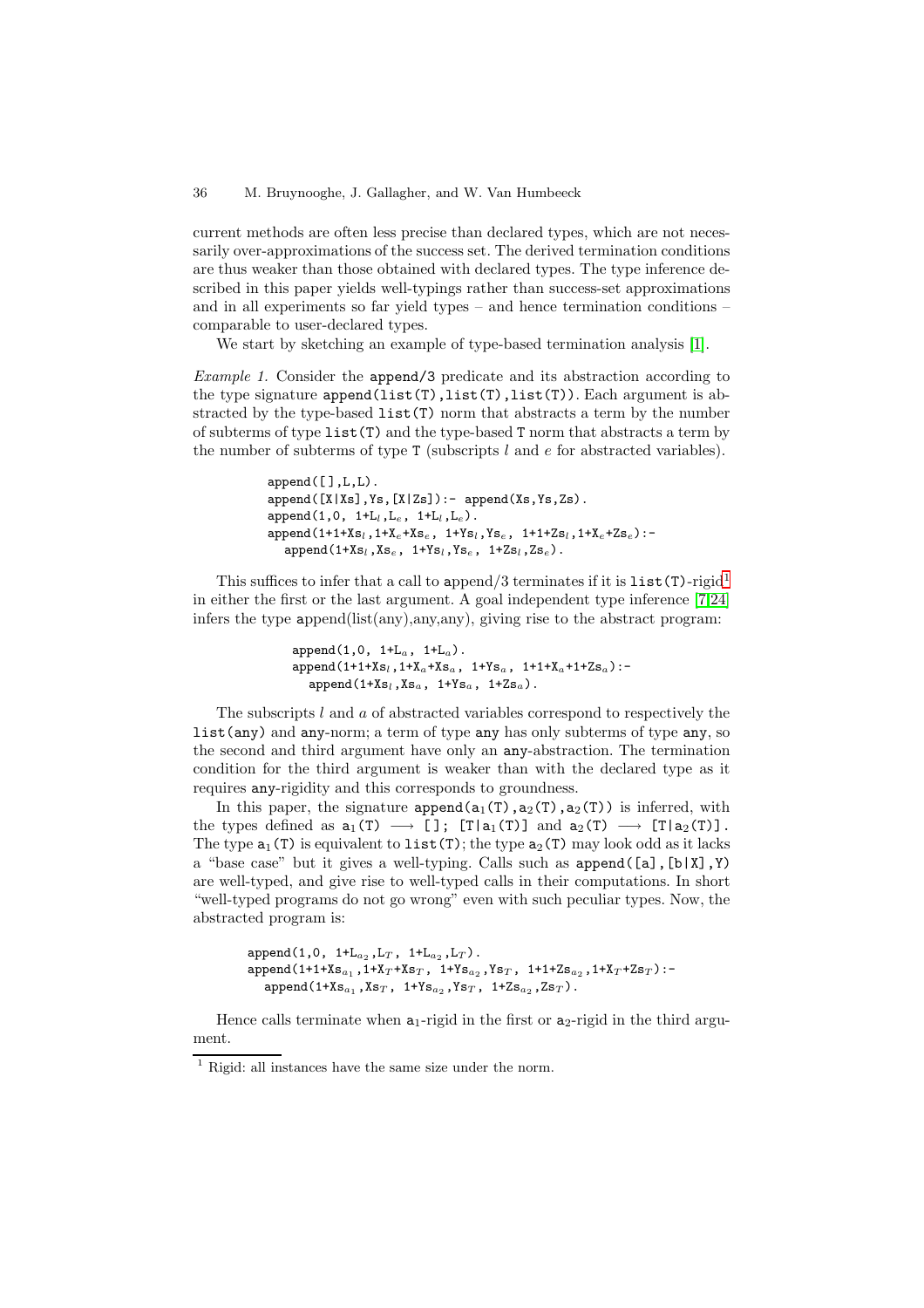current methods are often less precise than declared types, which are not necessarily over-approximations of the success set. The derived termination conditions are thus weaker than those obtained with declared types. The type inference described in this paper yields well-typings rather than success-set approximations and in all experiments so far yield types – and hence termination conditions – comparable to user-declared types.

We start by sketching an example of type-based termination analysis [1].

*Example 1.* Consider the `append/3` predicate and its abstraction according to the type signature `append(list(T),list(T),list(T))`. Each argument is abstracted by the type-based `list(T)` norm that abstracts a term by the number of subterms of type `list(T)` and the type-based `T` norm that abstracts a term by the number of subterms of type `T` (subscripts $l$ and $e$ for abstracted variables).

```
append([],L,L).
append([X|Xs],Ys,[X|Zs]):- append(Xs,Ys,Zs).
append(1,0, 1+L_l,L_e, 1+L_l,L_e).
append(1+1+Xs_l,1+X_e+Xs_e, 1+Ys_l,Ys_e, 1+1+Zs_l,1+X_e+Zs_e):-
   append(1+Xs_l,Xs_e, 1+Ys_l,Ys_e, 1+Zs_l,Zs_e).
```

This suffices to infer that a call to append/3 terminates if it is `list(T)`-rigid[1] in either the first or the last argument. A goal independent type inference [7,24] infers the type append(list(any),any,any), giving rise to the abstract program:

```
append(1,0, 1+L_a, 1+L_a).
append(1+1+Xs_l,1+X_a+Xs_a, 1+Ys_a, 1+1+X_a+1+Zs_a):-
   append(1+Xs_l,Xs_a, 1+Ys_a, 1+Zs_a).
```

The subscripts $l$ and $a$ of abstracted variables correspond to respectively the `list(any)` and `any`-norm; a term of type `any` has only subterms of type `any`, so the second and third argument have only an `any`-abstraction. The termination condition for the third argument is weaker than with the declared type as it requires `any`-rigidity and this corresponds to groundness.

In this paper, the signature `append(a_1(T),a_2(T),a_2(T))` is inferred, with the types defined as `a_1(T)` $\longrightarrow$ `[]; [T|a_1(T)]` and `a_2(T)` $\longrightarrow$ `[T|a_2(T)]`. The type `a_1(T)` is equivalent to `list(T)`; the type `a_2(T)` may look odd as it lacks a "base case" but it gives a well-typing. Calls such as `append([a],[b|X],Y)` are well-typed, and give rise to well-typed calls in their computations. In short "well-typed programs do not go wrong" even with such peculiar types. Now, the abstracted program is:

```
append(1,0, 1+L_a2,L_T, 1+L_a2,L_T).
append(1+1+Xs_a1,1+X_T+Xs_T, 1+Ys_a2,Ys_T, 1+1+Zs_a2,1+X_T+Zs_T):-
   append(1+Xs_a1,Xs_T, 1+Ys_a2,Ys_T, 1+Zs_a2,Zs_T).
```

Hence calls terminate when $a_1$-rigid in the first or $a_2$-rigid in the third argument.

[1] Rigid: all instances have the same size under the norm.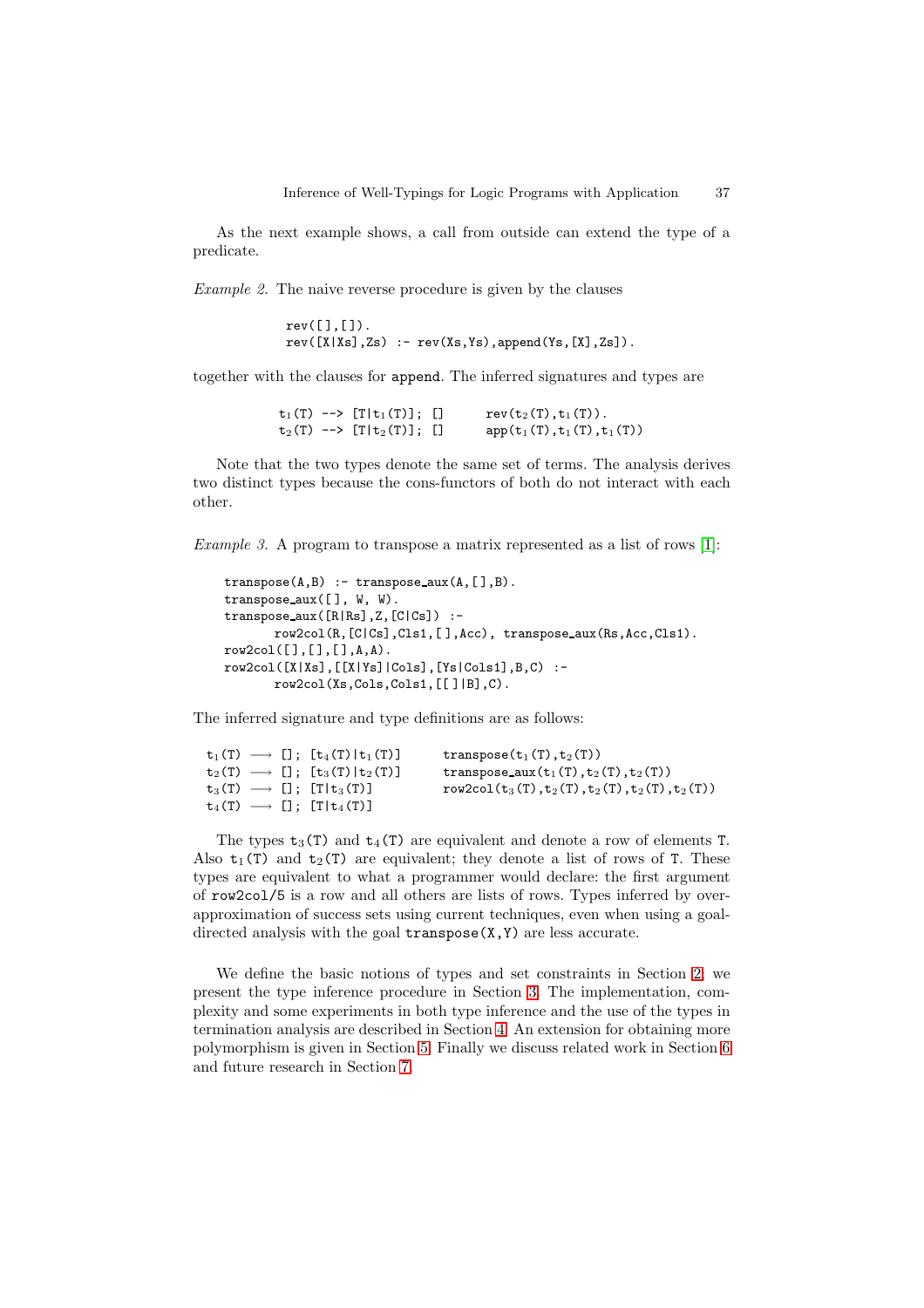As the next example shows, a call from outside can extend the type of a predicate.

*Example 2.* The naive reverse procedure is given by the clauses

```
rev([],[]).
rev([X|Xs],Zs) :- rev(Xs,Ys),append(Ys,[X],Zs).
```

together with the clauses for `append`. The inferred signatures and types are

```
t1(T) --> [T|t1(T)]; []      rev(t2(T),t1(T)).
t2(T) --> [T|t2(T)]; []      app(t1(T),t1(T),t1(T))
```

Note that the two types denote the same set of terms. The analysis derives two distinct types because the cons-functors of both do not interact with each other.

*Example 3.* A program to transpose a matrix represented as a list of rows [1]:

```
transpose(A,B) :- transpose_aux(A,[],B).
transpose_aux([], W, W).
transpose_aux([R|Rs],Z,[C|Cs]) :-
        row2col(R,[C|Cs],Cls1,[],Acc), transpose_aux(Rs,Acc,Cls1).
row2col([],[],[],A,A).
row2col([X|Xs],[[X|Ys]|Cols],[Ys|Cols1],B,C) :-
        row2col(Xs,Cols,Cols1,[[]|B],C).
```

The inferred signature and type definitions are as follows:

```
t1(T) ⟶ []; [t4(T)|t1(T)]      transpose(t1(T),t2(T))
t2(T) ⟶ []; [t3(T)|t2(T)]      transpose_aux(t1(T),t2(T),t2(T))
t3(T) ⟶ []; [T|t3(T)]          row2col(t3(T),t2(T),t2(T),t2(T),t2(T))
t4(T) ⟶ []; [T|t4(T)]
```

The types $t_3$`(T)` and $t_4$`(T)` are equivalent and denote a row of elements `T`. Also $t_1$`(T)` and $t_2$`(T)` are equivalent; they denote a list of rows of `T`. These types are equivalent to what a programmer would declare: the first argument of `row2col/5` is a row and all others are lists of rows. Types inferred by over-approximation of success sets using current techniques, even when using a goal-directed analysis with the goal `transpose(X,Y)` are less accurate.

We define the basic notions of types and set constraints in Section 2; we present the type inference procedure in Section 3. The implementation, complexity and some experiments in both type inference and the use of the types in termination analysis are described in Section 4. An extension for obtaining more polymorphism is given in Section 5. Finally we discuss related work in Section 6 and future research in Section 7.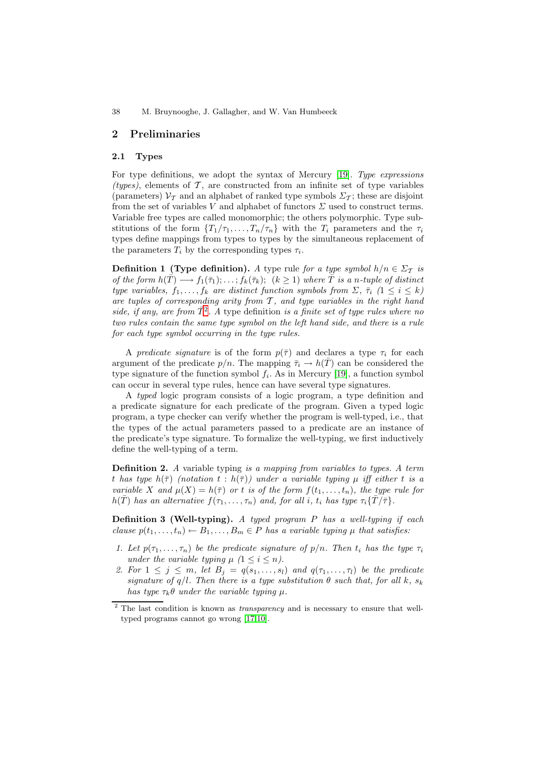## 2 Preliminaries

### 2.1 Types

For type definitions, we adopt the syntax of Mercury [19]. *Type expressions (types)*, elements of $\mathcal{T}$, are constructed from an infinite set of type variables (parameters) $\mathcal{V}_\mathcal{T}$ and an alphabet of ranked type symbols $\Sigma_\mathcal{T}$; these are disjoint from the set of variables $V$ and alphabet of functors $\Sigma$ used to construct terms. Variable free types are called monomorphic; the others polymorphic. Type substitutions of the form $\{T_1/\tau_1, \ldots, T_n/\tau_n\}$ with the $T_i$ parameters and the $\tau_i$ types define mappings from types to types by the simultaneous replacement of the parameters $T_i$ by the corresponding types $\tau_i$.

**Definition 1 (Type definition).** *A* type rule *for a type symbol $h/n \in \Sigma_\mathcal{T}$ is of the form $h(\bar{T}) \longrightarrow f_1(\bar{\tau}_1); \ldots; f_k(\bar{\tau}_k)$; $(k \geq 1)$ where $\bar{T}$ is a $n$-tuple of distinct type variables, $f_1, \ldots, f_k$ are distinct function symbols from $\Sigma$, $\bar{\tau}_i$ $(1 \leq i \leq k)$ are tuples of corresponding arity from $\mathcal{T}$, and type variables in the right hand side, if any, are from $\bar{T}$*[2]*. A* type definition *is a finite set of type rules where no two rules contain the same type symbol on the left hand side, and there is a rule for each type symbol occurring in the type rules.*

A *predicate signature* is of the form $p(\bar{\tau})$ and declares a type $\tau_i$ for each argument of the predicate $p/n$. The mapping $\bar{\tau}_i \rightarrow h(\bar{T})$ can be considered the type signature of the function symbol $f_i$. As in Mercury [19], a function symbol can occur in several type rules, hence can have several type signatures.

A *typed* logic program consists of a logic program, a type definition and a predicate signature for each predicate of the program. Given a typed logic program, a type checker can verify whether the program is well-typed, i.e., that the types of the actual parameters passed to a predicate are an instance of the predicate's type signature. To formalize the well-typing, we first inductively define the well-typing of a term.

**Definition 2.** *A* variable typing *is a mapping from variables to types. A term $t$ has type $h(\bar{\tau})$ (notation $t : h(\bar{\tau})$) under a variable typing $\mu$ iff either $t$ is a variable $X$ and $\mu(X) = h(\bar{\tau})$ or $t$ is of the form $f(t_1, \ldots, t_n)$, the type rule for $h(\bar{T})$ has an alternative $f(\tau_1, \ldots, \tau_n)$ and, for all $i$, $t_i$ has type $\tau_i\{\bar{T}/\bar{\tau}\}$.*

**Definition 3 (Well-typing).** *A typed program $P$ has a well-typing if each clause $p(t_1, \ldots, t_n) \leftarrow B_1, \ldots, B_m \in P$ has a variable typing $\mu$ that satisfies:*

1. *Let $p(\tau_1, \ldots, \tau_n)$ be the predicate signature of $p/n$. Then $t_i$ has the type $\tau_i$ under the variable typing $\mu$ $(1 \leq i \leq n)$.*
2. *For $1 \leq j \leq m$, let $B_j = q(s_1, \ldots, s_l)$ and $q(\tau_1, \ldots, \tau_l)$ be the predicate signature of $q/l$. Then there is a type substitution $\theta$ such that, for all $k$, $s_k$ has type $\tau_k\theta$ under the variable typing $\mu$.*

---

[2] The last condition is known as *transparency* and is necessary to ensure that well-typed programs cannot go wrong [17,10].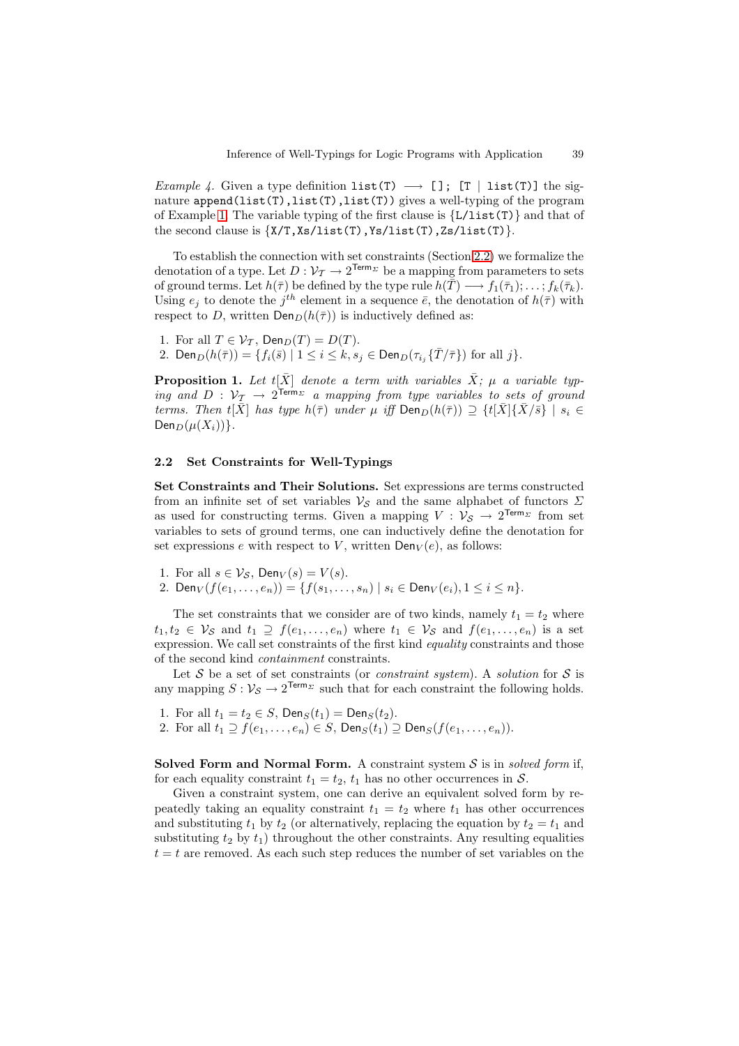*Example 4.* Given a type definition `list(T)` $\longrightarrow$ `[]; [T | list(T)]` the signature `append(list(T),list(T),list(T))` gives a well-typing of the program of Example 1. The variable typing of the first clause is {`L/list(T)`} and that of the second clause is {`X/T,Xs/list(T),Ys/list(T),Zs/list(T)`}.

To establish the connection with set constraints (Section 2.2) we formalize the denotation of a type. Let $D : \mathcal{V}_\mathcal{T} \rightarrow 2^{\mathsf{Term}_\Sigma}$ be a mapping from parameters to sets of ground terms. Let $h(\bar{\tau})$ be defined by the type rule $h(\bar{T}) \longrightarrow f_1(\bar{\tau}_1); \ldots ; f_k(\bar{\tau}_k)$. Using $e_j$ to denote the $j^{th}$ element in a sequence $\bar{e}$, the denotation of $h(\bar{\tau})$ with respect to $D$, written $\mathsf{Den}_D(h(\bar{\tau}))$ is inductively defined as:

1. For all $T \in \mathcal{V}_\mathcal{T}$, $\mathsf{Den}_D(T) = D(T)$.
2. $\mathsf{Den}_D(h(\bar{\tau})) = \{f_i(\bar{s}) \mid 1 \leq i \leq k, s_j \in \mathsf{Den}_D(\tau_{i_j}\{\bar{T}/\bar{\tau}\})$ for all $j\}$.

**Proposition 1.** *Let $t[\bar{X}]$ denote a term with variables $\bar{X}$; $\mu$ a variable typing and $D : \mathcal{V}_\mathcal{T} \rightarrow 2^{\mathsf{Term}_\Sigma}$ a mapping from type variables to sets of ground terms. Then $t[\bar{X}]$ has type $h(\bar{\tau})$ under $\mu$ iff $\mathsf{Den}_D(h(\bar{\tau})) \supseteq \{t[\bar{X}]\{\bar{X}/\bar{s}\} \mid s_i \in \mathsf{Den}_D(\mu(X_i))\}$.*

### 2.2 Set Constraints for Well-Typings

**Set Constraints and Their Solutions.** Set expressions are terms constructed from an infinite set of set variables $\mathcal{V}_\mathcal{S}$ and the same alphabet of functors $\Sigma$ as used for constructing terms. Given a mapping $V : \mathcal{V}_\mathcal{S} \rightarrow 2^{\mathsf{Term}_\Sigma}$ from set variables to sets of ground terms, one can inductively define the denotation for set expressions $e$ with respect to $V$, written $\mathsf{Den}_V(e)$, as follows:

1. For all $s \in \mathcal{V}_\mathcal{S}$, $\mathsf{Den}_V(s) = V(s)$.
2. $\mathsf{Den}_V(f(e_1, \ldots, e_n)) = \{f(s_1, \ldots, s_n) \mid s_i \in \mathsf{Den}_V(e_i), 1 \leq i \leq n\}$.

The set constraints that we consider are of two kinds, namely $t_1 = t_2$ where $t_1, t_2 \in \mathcal{V}_\mathcal{S}$ and $t_1 \supseteq f(e_1, \ldots, e_n)$ where $t_1 \in \mathcal{V}_\mathcal{S}$ and $f(e_1, \ldots, e_n)$ is a set expression. We call set constraints of the first kind *equality* constraints and those of the second kind *containment* constraints.

Let $\mathcal{S}$ be a set of set constraints (or *constraint system*). A *solution* for $\mathcal{S}$ is any mapping $S : \mathcal{V}_\mathcal{S} \rightarrow 2^{\mathsf{Term}_\Sigma}$ such that for each constraint the following holds.

1. For all $t_1 = t_2 \in S$, $\mathsf{Den}_S(t_1) = \mathsf{Den}_S(t_2)$.
2. For all $t_1 \supseteq f(e_1, \ldots, e_n) \in S$, $\mathsf{Den}_S(t_1) \supseteq \mathsf{Den}_S(f(e_1, \ldots, e_n))$.

**Solved Form and Normal Form.** A constraint system $\mathcal{S}$ is in *solved form* if, for each equality constraint $t_1 = t_2$, $t_1$ has no other occurrences in $\mathcal{S}$.

Given a constraint system, one can derive an equivalent solved form by repeatedly taking an equality constraint $t_1 = t_2$ where $t_1$ has other occurrences and substituting $t_1$ by $t_2$ (or alternatively, replacing the equation by $t_2 = t_1$ and substituting $t_2$ by $t_1$) throughout the other constraints. Any resulting equalities $t = t$ are removed. As each such step reduces the number of set variables on the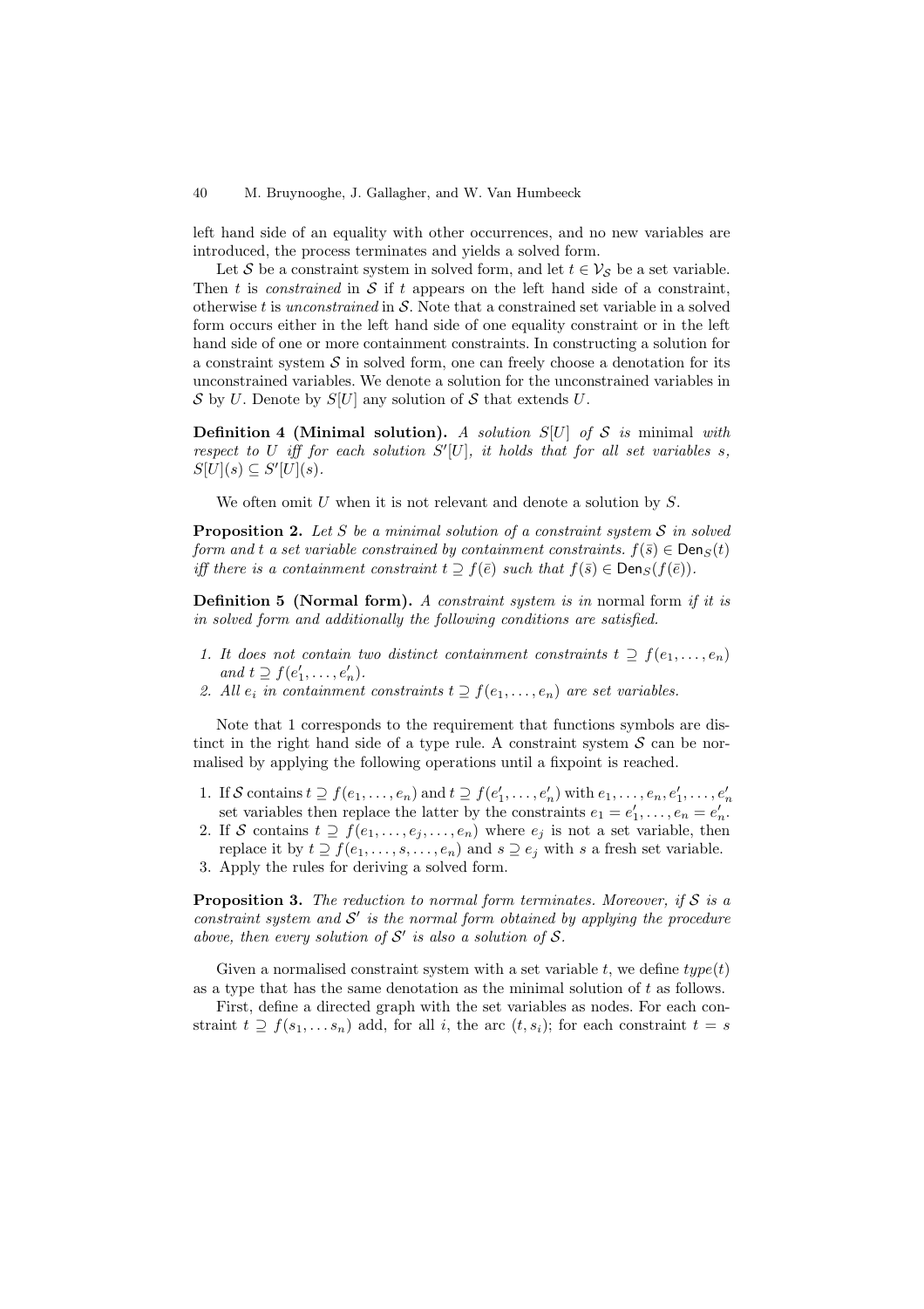left hand side of an equality with other occurrences, and no new variables are introduced, the process terminates and yields a solved form.

Let $\mathcal{S}$ be a constraint system in solved form, and let $t \in \mathcal{V}_{\mathcal{S}}$ be a set variable. Then $t$ is *constrained* in $\mathcal{S}$ if $t$ appears on the left hand side of a constraint, otherwise $t$ is *unconstrained* in $\mathcal{S}$. Note that a constrained set variable in a solved form occurs either in the left hand side of one equality constraint or in the left hand side of one or more containment constraints. In constructing a solution for a constraint system $\mathcal{S}$ in solved form, one can freely choose a denotation for its unconstrained variables. We denote a solution for the unconstrained variables in $\mathcal{S}$ by $U$. Denote by $S[U]$ any solution of $\mathcal{S}$ that extends $U$.

**Definition 4 (Minimal solution).** *A solution $S[U]$ of $\mathcal{S}$ is* minimal *with respect to $U$ iff for each solution $S'[U]$, it holds that for all set variables $s$, $S[U](s) \subseteq S'[U](s)$.*

We often omit $U$ when it is not relevant and denote a solution by $S$.

**Proposition 2.** *Let $S$ be a minimal solution of a constraint system $\mathcal{S}$ in solved form and $t$ a set variable constrained by containment constraints. $f(\bar{s}) \in \mathsf{Den}_S(t)$ iff there is a containment constraint $t \supseteq f(\bar{e})$ such that $f(\bar{s}) \in \mathsf{Den}_S(f(\bar{e}))$.*

**Definition 5 (Normal form).** *A constraint system is in* normal form *if it is in solved form and additionally the following conditions are satisfied.*

1. *It does not contain two distinct containment constraints $t \supseteq f(e_1, \ldots, e_n)$ and $t \supseteq f(e'_1, \ldots, e'_n)$.*
2. *All $e_i$ in containment constraints $t \supseteq f(e_1, \ldots, e_n)$ are set variables.*

Note that 1 corresponds to the requirement that functions symbols are distinct in the right hand side of a type rule. A constraint system $\mathcal{S}$ can be normalised by applying the following operations until a fixpoint is reached.

1. If $\mathcal{S}$ contains $t \supseteq f(e_1, \ldots, e_n)$ and $t \supseteq f(e'_1, \ldots, e'_n)$ with $e_1, \ldots, e_n, e'_1, \ldots, e'_n$ set variables then replace the latter by the constraints $e_1 = e'_1, \ldots, e_n = e'_n$.
2. If $\mathcal{S}$ contains $t \supseteq f(e_1, \ldots, e_j, \ldots, e_n)$ where $e_j$ is not a set variable, then replace it by $t \supseteq f(e_1, \ldots, s, \ldots, e_n)$ and $s \supseteq e_j$ with $s$ a fresh set variable.
3. Apply the rules for deriving a solved form.

**Proposition 3.** *The reduction to normal form terminates. Moreover, if $\mathcal{S}$ is a constraint system and $\mathcal{S}'$ is the normal form obtained by applying the procedure above, then every solution of $\mathcal{S}'$ is also a solution of $\mathcal{S}$.*

Given a normalised constraint system with a set variable $t$, we define $type(t)$ as a type that has the same denotation as the minimal solution of $t$ as follows.

First, define a directed graph with the set variables as nodes. For each constraint $t \supseteq f(s_1, \ldots s_n)$ add, for all $i$, the arc $(t, s_i)$; for each constraint $t = s$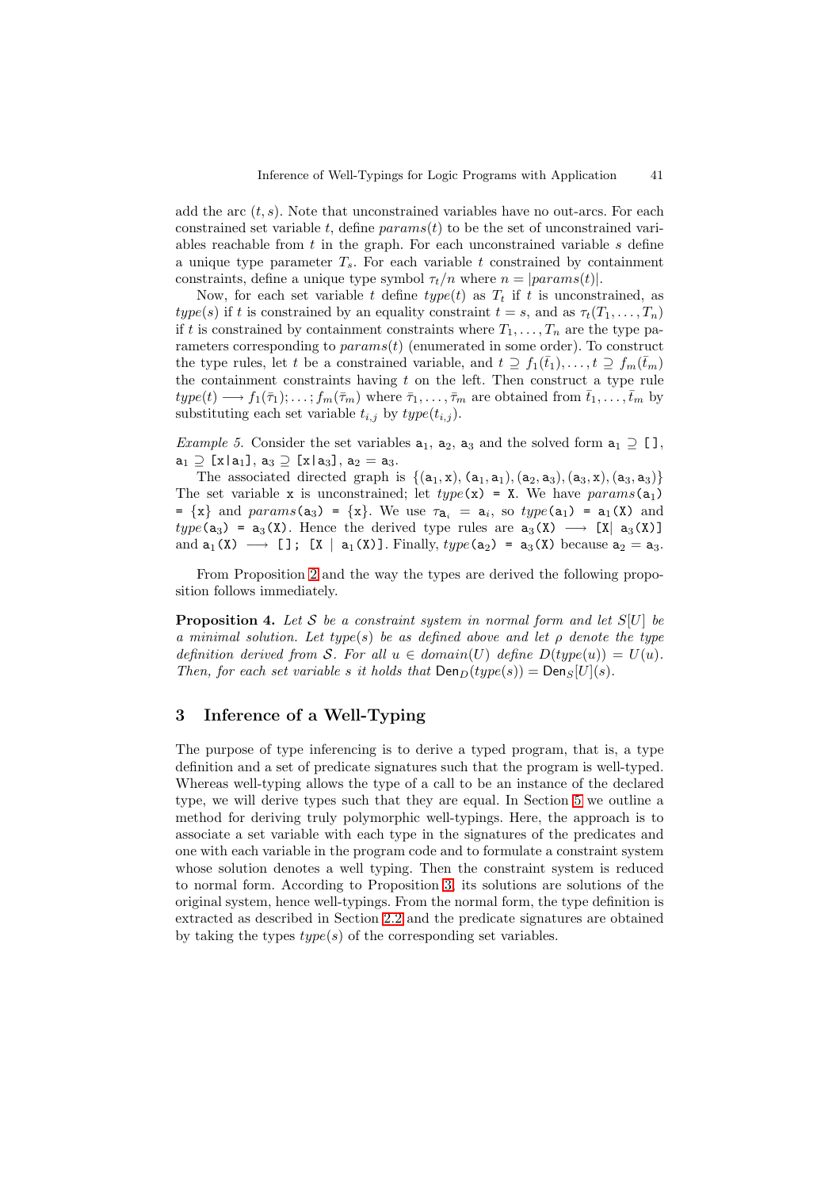add the arc $(t, s)$. Note that unconstrained variables have no out-arcs. For each constrained set variable $t$, define $params(t)$ to be the set of unconstrained variables reachable from $t$ in the graph. For each unconstrained variable $s$ define a unique type parameter $T_s$. For each variable $t$ constrained by containment constraints, define a unique type symbol $\tau_t/n$ where $n = |params(t)|$.

Now, for each set variable $t$ define $type(t)$ as $T_t$ if $t$ is unconstrained, as $type(s)$ if $t$ is constrained by an equality constraint $t = s$, and as $\tau_t(T_1, \ldots, T_n)$ if $t$ is constrained by containment constraints where $T_1, \ldots, T_n$ are the type parameters corresponding to $params(t)$ (enumerated in some order). To construct the type rules, let $t$ be a constrained variable, and $t \supseteq f_1(\bar{t}_1), \ldots, t \supseteq f_m(\bar{t}_m)$ the containment constraints having $t$ on the left. Then construct a type rule $type(t) \longrightarrow f_1(\bar{\tau}_1); \ldots ; f_m(\bar{\tau}_m)$ where $\bar{\tau}_1, \ldots, \bar{\tau}_m$ are obtained from $\bar{t}_1, \ldots, \bar{t}_m$ by substituting each set variable $t_{i,j}$ by $type(t_{i,j})$.

*Example 5.* Consider the set variables $\mathtt{a}_1$, $\mathtt{a}_2$, $\mathtt{a}_3$ and the solved form $\mathtt{a}_1 \supseteq$ `[]`, $\mathtt{a}_1 \supseteq$ `[x|a`$_1$`]`, $\mathtt{a}_3 \supseteq$ `[x|a`$_3$`]`, $\mathtt{a}_2 = \mathtt{a}_3$.

The associated directed graph is $\{(\mathtt{a}_1, \mathtt{x}), (\mathtt{a}_1, \mathtt{a}_1), (\mathtt{a}_2, \mathtt{a}_3), (\mathtt{a}_3, \mathtt{x}), (\mathtt{a}_3, \mathtt{a}_3)\}$ The set variable `x` is unconstrained; let $type$`(x) = X`. We have $params$`(a`$_1$`) = {x}` and $params$`(a`$_3$`) = {x}`. We use $\tau_{\mathtt{a}_i} = \mathtt{a}_i$, so $type$`(a`$_1$`) = a`$_1$`(X)` and $type$`(a`$_3$`) = a`$_3$`(X)`. Hence the derived type rules are `a`$_3$`(X)` $\longrightarrow$ `[X| a`$_3$`(X)]` and `a`$_1$`(X)` $\longrightarrow$ `[]; [X | a`$_1$`(X)]`. Finally, $type$`(a`$_2$`) = a`$_3$`(X)` because $\mathtt{a}_2 = \mathtt{a}_3$.

From Proposition 2 and the way the types are derived the following proposition follows immediately.

**Proposition 4.** *Let $\mathcal{S}$ be a constraint system in normal form and let $S[U]$ be a minimal solution. Let $type(s)$ be as defined above and let $\rho$ denote the type definition derived from $\mathcal{S}$. For all $u \in domain(U)$ define $D(type(u)) = U(u)$. Then, for each set variable $s$ it holds that $\mathsf{Den}_D(type(s)) = \mathsf{Den}_S[U](s)$.*

## 3 Inference of a Well-Typing

The purpose of type inferencing is to derive a typed program, that is, a type definition and a set of predicate signatures such that the program is well-typed. Whereas well-typing allows the type of a call to be an instance of the declared type, we will derive types such that they are equal. In Section 5 we outline a method for deriving truly polymorphic well-typings. Here, the approach is to associate a set variable with each type in the signatures of the predicates and one with each variable in the program code and to formulate a constraint system whose solution denotes a well typing. Then the constraint system is reduced to normal form. According to Proposition 3, its solutions are solutions of the original system, hence well-typings. From the normal form, the type definition is extracted as described in Section 2.2 and the predicate signatures are obtained by taking the types $type(s)$ of the corresponding set variables.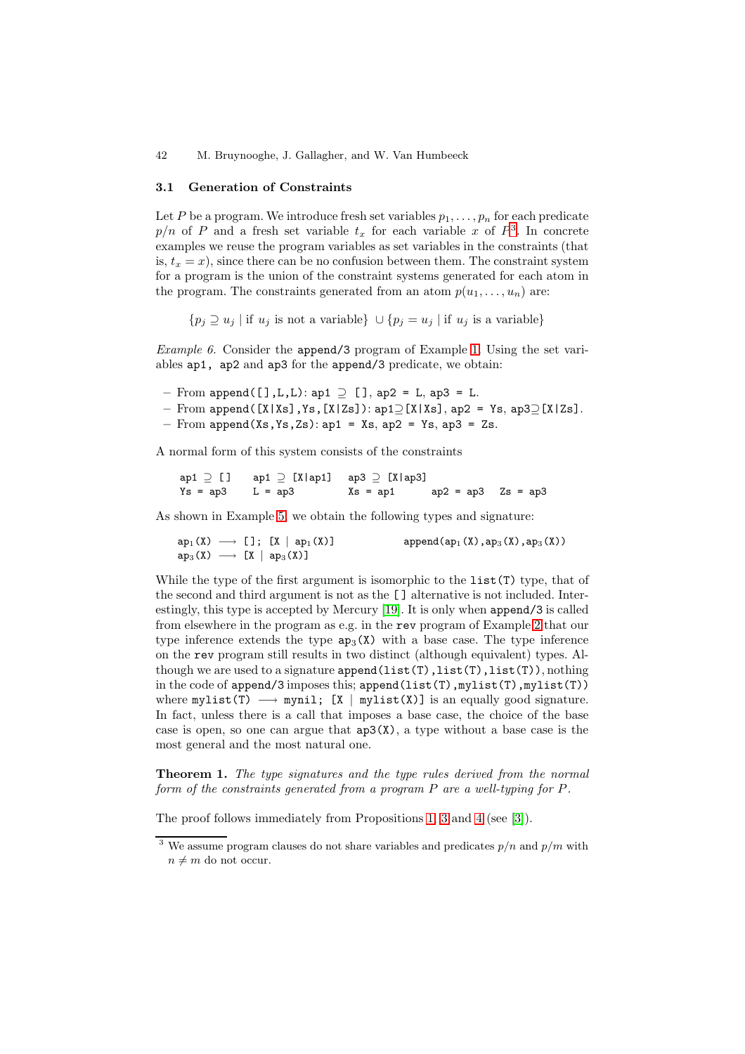### 3.1 Generation of Constraints

Let $P$ be a program. We introduce fresh set variables $p_1, \ldots, p_n$ for each predicate $p/n$ of $P$ and a fresh set variable $t_x$ for each variable $x$ of $P$[3]. In concrete examples we reuse the program variables as set variables in the constraints (that is, $t_x = x$), since there can be no confusion between them. The constraint system for a program is the union of the constraint systems generated for each atom in the program. The constraints generated from an atom $p(u_1, \ldots, u_n)$ are:

$$\{p_j \supseteq u_j \mid \text{if } u_j \text{ is not a variable}\} \cup \{p_j = u_j \mid \text{if } u_j \text{ is a variable}\}$$

*Example 6.* Consider the `append/3` program of Example 1. Using the set variables `ap1, ap2` and `ap3` for the `append/3` predicate, we obtain:

- From `append([],L,L)`: `ap1` $\supseteq$ `[]`, `ap2 = L`, `ap3 = L`.
- From `append([X|Xs],Ys,[X|Zs])`: `ap1`$\supseteq$`[X|Xs]`, `ap2 = Ys`, `ap3`$\supseteq$`[X|Zs]`.
- From `append(Xs,Ys,Zs)`: `ap1 = Xs`, `ap2 = Ys`, `ap3 = Zs`.

A normal form of this system consists of the constraints

```
ap1 ⊇ []    ap1 ⊇ [X|ap1]    ap3 ⊇ [X|ap3]
Ys = ap3    L = ap3          Xs = ap1       ap2 = ap3    Zs = ap3
```

As shown in Example 5, we obtain the following types and signature:

```
ap1(X) ⟶ []; [X | ap1(X)]            append(ap1(X),ap3(X),ap3(X))
ap3(X) ⟶ [X | ap3(X)]
```

While the type of the first argument is isomorphic to the `list(T)` type, that of the second and third argument is not as the `[]` alternative is not included. Interestingly, this type is accepted by Mercury [19]. It is only when `append/3` is called from elsewhere in the program as e.g. in the `rev` program of Example 2 that our type inference extends the type $\texttt{ap}_3\texttt{(X)}$ with a base case. The type inference on the `rev` program still results in two distinct (although equivalent) types. Although we are used to a signature `append(list(T),list(T),list(T))`, nothing in the code of `append/3` imposes this; `append(list(T),mylist(T),mylist(T))` where `mylist(T)` $\longrightarrow$ `mynil; [X | mylist(X)]` is an equally good signature. In fact, unless there is a call that imposes a base case, the choice of the base case is open, so one can argue that `ap3(X)`, a type without a base case is the most general and the most natural one.

**Theorem 1.** *The type signatures and the type rules derived from the normal form of the constraints generated from a program $P$ are a well-typing for $P$.*

The proof follows immediately from Propositions 1, 3 and 4 (see [3]).

---

[3] We assume program clauses do not share variables and predicates $p/n$ and $p/m$ with $n \neq m$ do not occur.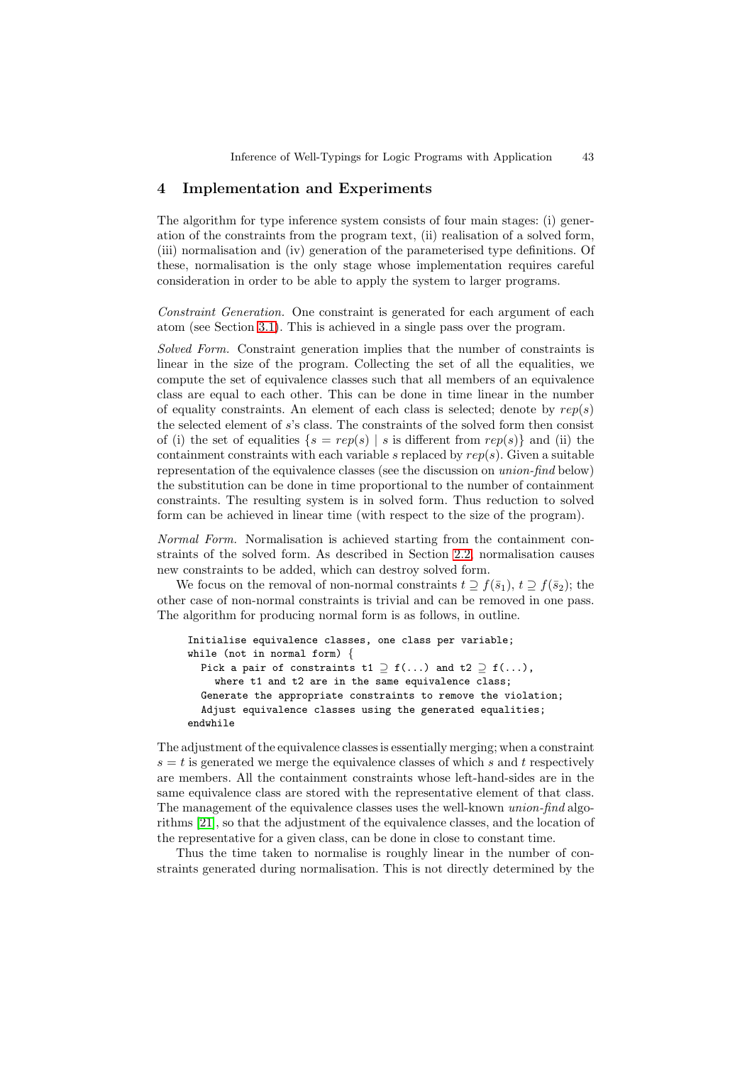## 4 Implementation and Experiments

The algorithm for type inference system consists of four main stages: (i) generation of the constraints from the program text, (ii) realisation of a solved form, (iii) normalisation and (iv) generation of the parameterised type definitions. Of these, normalisation is the only stage whose implementation requires careful consideration in order to be able to apply the system to larger programs.

*Constraint Generation.* One constraint is generated for each argument of each atom (see Section 3.1). This is achieved in a single pass over the program.

*Solved Form.* Constraint generation implies that the number of constraints is linear in the size of the program. Collecting the set of all the equalities, we compute the set of equivalence classes such that all members of an equivalence class are equal to each other. This can be done in time linear in the number of equality constraints. An element of each class is selected; denote by $rep(s)$ the selected element of $s$'s class. The constraints of the solved form then consist of (i) the set of equalities $\{s = rep(s) \mid s \text{ is different from } rep(s)\}$ and (ii) the containment constraints with each variable $s$ replaced by $rep(s)$. Given a suitable representation of the equivalence classes (see the discussion on *union-find* below) the substitution can be done in time proportional to the number of containment constraints. The resulting system is in solved form. Thus reduction to solved form can be achieved in linear time (with respect to the size of the program).

*Normal Form.* Normalisation is achieved starting from the containment constraints of the solved form. As described in Section 2.2, normalisation causes new constraints to be added, which can destroy solved form.

We focus on the removal of non-normal constraints $t \supseteq f(\bar{s}_1)$, $t \supseteq f(\bar{s}_2)$; the other case of non-normal constraints is trivial and can be removed in one pass. The algorithm for producing normal form is as follows, in outline.

```
Initialise equivalence classes, one class per variable;
while (not in normal form) {
  Pick a pair of constraints t1 ⊇ f(...) and t2 ⊇ f(...),
    where t1 and t2 are in the same equivalence class;
  Generate the appropriate constraints to remove the violation;
  Adjust equivalence classes using the generated equalities;
endwhile
```

The adjustment of the equivalence classes is essentially merging; when a constraint $s = t$ is generated we merge the equivalence classes of which $s$ and $t$ respectively are members. All the containment constraints whose left-hand-sides are in the same equivalence class are stored with the representative element of that class. The management of the equivalence classes uses the well-known *union-find* algorithms [21], so that the adjustment of the equivalence classes, and the location of the representative for a given class, can be done in close to constant time.

Thus the time taken to normalise is roughly linear in the number of constraints generated during normalisation. This is not directly determined by the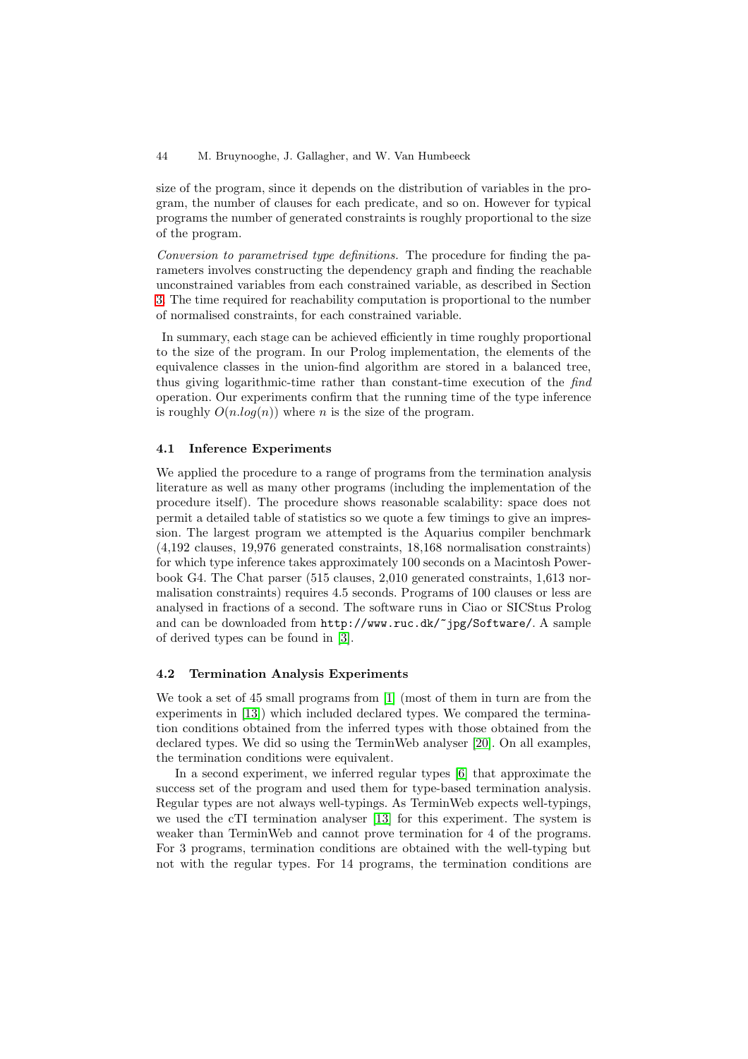size of the program, since it depends on the distribution of variables in the program, the number of clauses for each predicate, and so on. However for typical programs the number of generated constraints is roughly proportional to the size of the program.

*Conversion to parametrised type definitions.* The procedure for finding the parameters involves constructing the dependency graph and finding the reachable unconstrained variables from each constrained variable, as described in Section 3. The time required for reachability computation is proportional to the number of normalised constraints, for each constrained variable.

In summary, each stage can be achieved efficiently in time roughly proportional to the size of the program. In our Prolog implementation, the elements of the equivalence classes in the union-find algorithm are stored in a balanced tree, thus giving logarithmic-time rather than constant-time execution of the *find* operation. Our experiments confirm that the running time of the type inference is roughly $O(n.log(n))$ where $n$ is the size of the program.

### 4.1 Inference Experiments

We applied the procedure to a range of programs from the termination analysis literature as well as many other programs (including the implementation of the procedure itself). The procedure shows reasonable scalability: space does not permit a detailed table of statistics so we quote a few timings to give an impression. The largest program we attempted is the Aquarius compiler benchmark (4,192 clauses, 19,976 generated constraints, 18,168 normalisation constraints) for which type inference takes approximately 100 seconds on a Macintosh Powerbook G4. The Chat parser (515 clauses, 2,010 generated constraints, 1,613 normalisation constraints) requires 4.5 seconds. Programs of 100 clauses or less are analysed in fractions of a second. The software runs in Ciao or SICStus Prolog and can be downloaded from `http://www.ruc.dk/~jpg/Software/`. A sample of derived types can be found in [3].

### 4.2 Termination Analysis Experiments

We took a set of 45 small programs from [1] (most of them in turn are from the experiments in [13]) which included declared types. We compared the termination conditions obtained from the inferred types with those obtained from the declared types. We did so using the TerminWeb analyser [20]. On all examples, the termination conditions were equivalent.

In a second experiment, we inferred regular types [6] that approximate the success set of the program and used them for type-based termination analysis. Regular types are not always well-typings. As TerminWeb expects well-typings, we used the cTI termination analyser [13] for this experiment. The system is weaker than TerminWeb and cannot prove termination for 4 of the programs. For 3 programs, termination conditions are obtained with the well-typing but not with the regular types. For 14 programs, the termination conditions are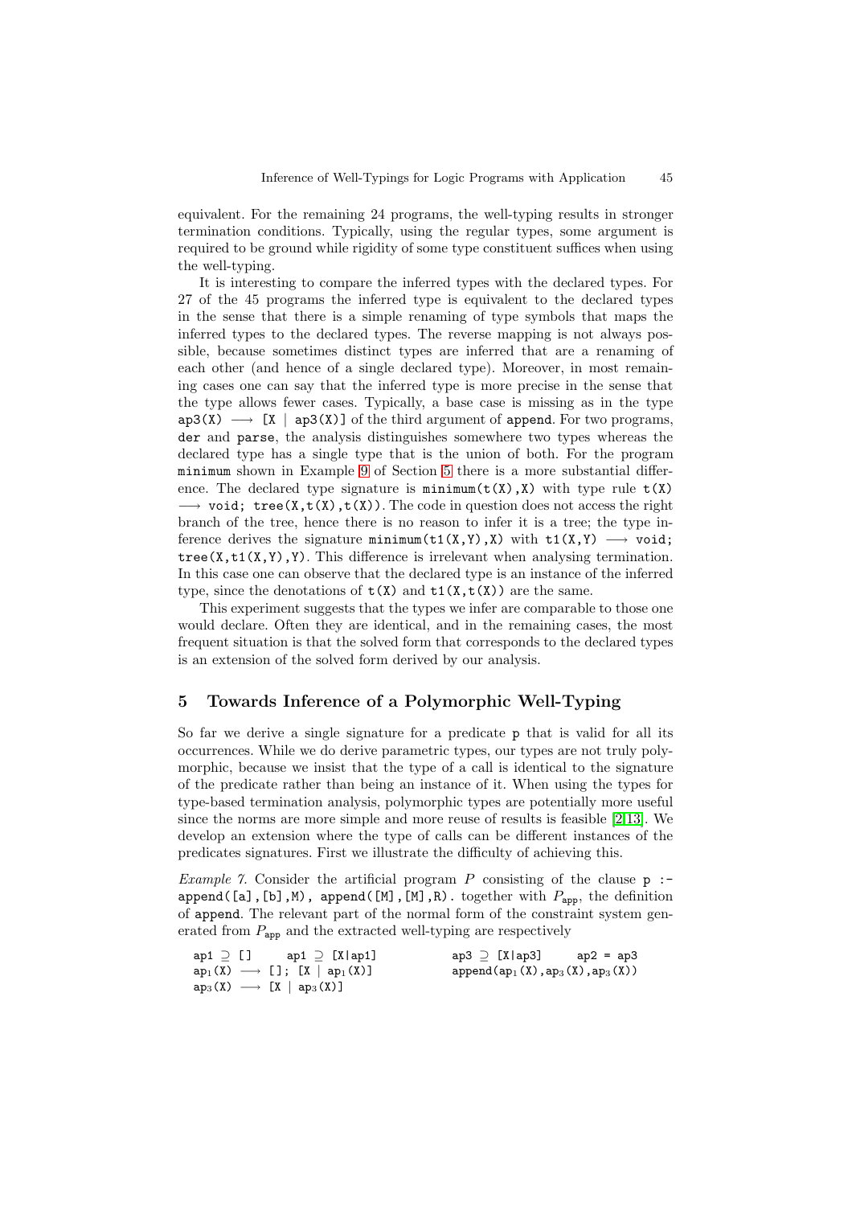equivalent. For the remaining 24 programs, the well-typing results in stronger termination conditions. Typically, using the regular types, some argument is required to be ground while rigidity of some type constituent suffices when using the well-typing.

It is interesting to compare the inferred types with the declared types. For 27 of the 45 programs the inferred type is equivalent to the declared types in the sense that there is a simple renaming of type symbols that maps the inferred types to the declared types. The reverse mapping is not always possible, because sometimes distinct types are inferred that are a renaming of each other (and hence of a single declared type). Moreover, in most remaining cases one can say that the inferred type is more precise in the sense that the type allows fewer cases. Typically, a base case is missing as in the type `ap3(X)` $\longrightarrow$ `[X | ap3(X)]` of the third argument of `append`. For two programs, `der` and `parse`, the analysis distinguishes somewhere two types whereas the declared type has a single type that is the union of both. For the program `minimum` shown in Example 9 of Section 5 there is a more substantial difference. The declared type signature is `minimum(t(X),X)` with type rule `t(X)` $\longrightarrow$ `void; tree(X,t(X),t(X))`. The code in question does not access the right branch of the tree, hence there is no reason to infer it is a tree; the type inference derives the signature `minimum(t1(X,Y),X)` with `t1(X,Y)` $\longrightarrow$ `void; tree(X,t1(X,Y),Y)`. This difference is irrelevant when analysing termination. In this case one can observe that the declared type is an instance of the inferred type, since the denotations of `t(X)` and `t1(X,t(X))` are the same.

This experiment suggests that the types we infer are comparable to those one would declare. Often they are identical, and in the remaining cases, the most frequent situation is that the solved form that corresponds to the declared types is an extension of the solved form derived by our analysis.

## 5 Towards Inference of a Polymorphic Well-Typing

So far we derive a single signature for a predicate `p` that is valid for all its occurrences. While we do derive parametric types, our types are not truly polymorphic, because we insist that the type of a call is identical to the signature of the predicate rather than being an instance of it. When using the types for type-based termination analysis, polymorphic types are potentially more useful since the norms are more simple and more reuse of results is feasible [2,13]. We develop an extension where the type of calls can be different instances of the predicates signatures. First we illustrate the difficulty of achieving this.

*Example 7.* Consider the artificial program $P$ consisting of the clause `p :- append([a],[b],M), append([M],[M],R).` together with $P_{\text{app}}$, the definition of `append`. The relevant part of the normal form of the constraint system generated from $P_{\text{app}}$ and the extracted well-typing are respectively

```
ap1 ⊇ []      ap1 ⊇ [X|ap1]              ap3 ⊇ [X|ap3]      ap2 = ap3
ap1(X) ⟶ []; [X | ap1(X)]               append(ap1(X),ap3(X),ap3(X))
ap3(X) ⟶ [X | ap3(X)]
```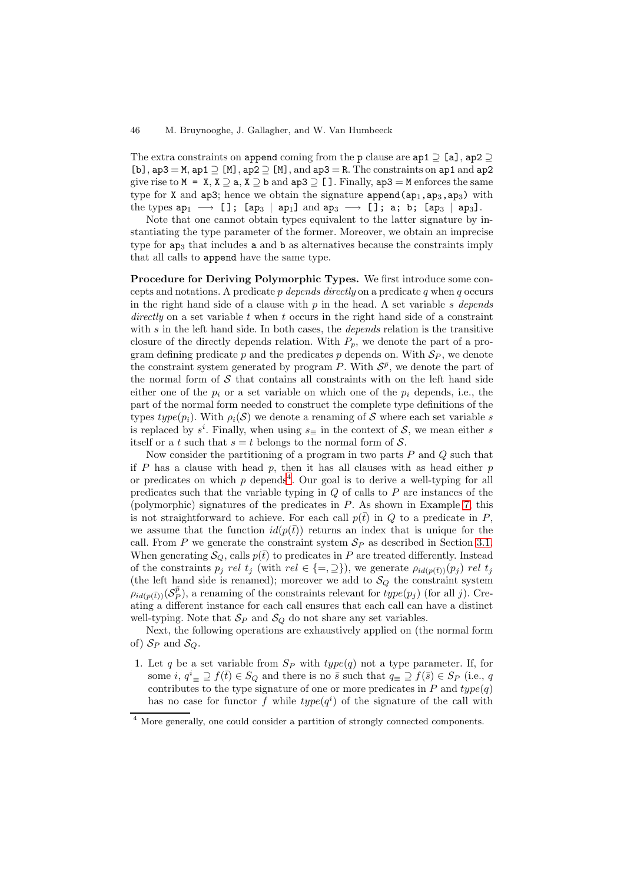The extra constraints on `append` coming from the `p` clause are `ap1` $\supseteq$ `[a]`, `ap2` $\supseteq$ `[b]`, `ap3` = `M`, `ap1` $\supseteq$ `[M]`, `ap2` $\supseteq$ `[M]`, and `ap3` = `R`. The constraints on `ap1` and `ap2` give rise to `M = X`, `X` $\supseteq$ `a`, `X` $\supseteq$ `b` and `ap3` $\supseteq$ `[]`. Finally, `ap3` = `M` enforces the same type for `X` and `ap3`; hence we obtain the signature `append(`$\texttt{ap}_1$`,`$\texttt{ap}_3$`,`$\texttt{ap}_3$`)` with the types $\texttt{ap}_1 \longrightarrow$ `[]; [`$\texttt{ap}_3$ `|` $\texttt{ap}_1$`]` and $\texttt{ap}_3 \longrightarrow$ `[]; a; b; [`$\texttt{ap}_3$ `|` $\texttt{ap}_3$`]`.

Note that one cannot obtain types equivalent to the latter signature by instantiating the type parameter of the former. Moreover, we obtain an imprecise type for $\texttt{ap}_3$ that includes `a` and `b` as alternatives because the constraints imply that all calls to `append` have the same type.

**Procedure for Deriving Polymorphic Types.** We first introduce some concepts and notations. A predicate $p$ *depends directly* on a predicate $q$ when $q$ occurs in the right hand side of a clause with $p$ in the head. A set variable $s$ *depends directly* on a set variable $t$ when $t$ occurs in the right hand side of a constraint with $s$ in the left hand side. In both cases, the *depends* relation is the transitive closure of the directly depends relation. With $P_p$, we denote the part of a program defining predicate $p$ and the predicates $p$ depends on. With $\mathcal{S}_P$, we denote the constraint system generated by program $P$. With $\mathcal{S}^{\bar{p}}$, we denote the part of the normal form of $\mathcal{S}$ that contains all constraints with on the left hand side either one of the $p_i$ or a set variable on which one of the $p_i$ depends, i.e., the part of the normal form needed to construct the complete type definitions of the types $type(p_i)$. With $\rho_i(\mathcal{S})$ we denote a renaming of $\mathcal{S}$ where each set variable $s$ is replaced by $s^i$. Finally, when using $s_{\equiv}$ in the context of $\mathcal{S}$, we mean either $s$ itself or a $t$ such that $s = t$ belongs to the normal form of $\mathcal{S}$.

Now consider the partitioning of a program in two parts $P$ and $Q$ such that if $P$ has a clause with head $p$, then it has all clauses with as head either $p$ or predicates on which $p$ depends[4]. Our goal is to derive a well-typing for all predicates such that the variable typing in $Q$ of calls to $P$ are instances of the (polymorphic) signatures of the predicates in $P$. As shown in Example 7, this is not straightforward to achieve. For each call $p(\bar{t})$ in $Q$ to a predicate in $P$, we assume that the function $id(p(\bar{t}))$ returns an index that is unique for the call. From $P$ we generate the constraint system $\mathcal{S}_P$ as described in Section 3.1. When generating $\mathcal{S}_Q$, calls $p(\bar{t})$ to predicates in $P$ are treated differently. Instead of the constraints $p_j \ rel \ t_j$ (with $rel \in \{=, \supseteq\}$), we generate $\rho_{id(p(\bar{t}))}(p_j) \ rel \ t_j$ (the left hand side is renamed); moreover we add to $\mathcal{S}_Q$ the constraint system $\rho_{id(p(\bar{t}))}(\mathcal{S}^{\bar{p}}_P)$, a renaming of the constraints relevant for $type(p_j)$ (for all $j$). Creating a different instance for each call ensures that each call can have a distinct well-typing. Note that $\mathcal{S}_P$ and $\mathcal{S}_Q$ do not share any set variables.

Next, the following operations are exhaustively applied on (the normal form of) $\mathcal{S}_P$ and $\mathcal{S}_Q$.

1. Let $q$ be a set variable from $S_P$ with $type(q)$ not a type parameter. If, for some $i$, $q^i{}_{\equiv} \supseteq f(\bar{t}) \in S_Q$ and there is no $\bar{s}$ such that $q_{\equiv} \supseteq f(\bar{s}) \in S_P$ (i.e., $q$ contributes to the type signature of one or more predicates in $P$ and $type(q)$ has no case for functor $f$ while $type(q^i)$ of the signature of the call with

[4] More generally, one could consider a partition of strongly connected components.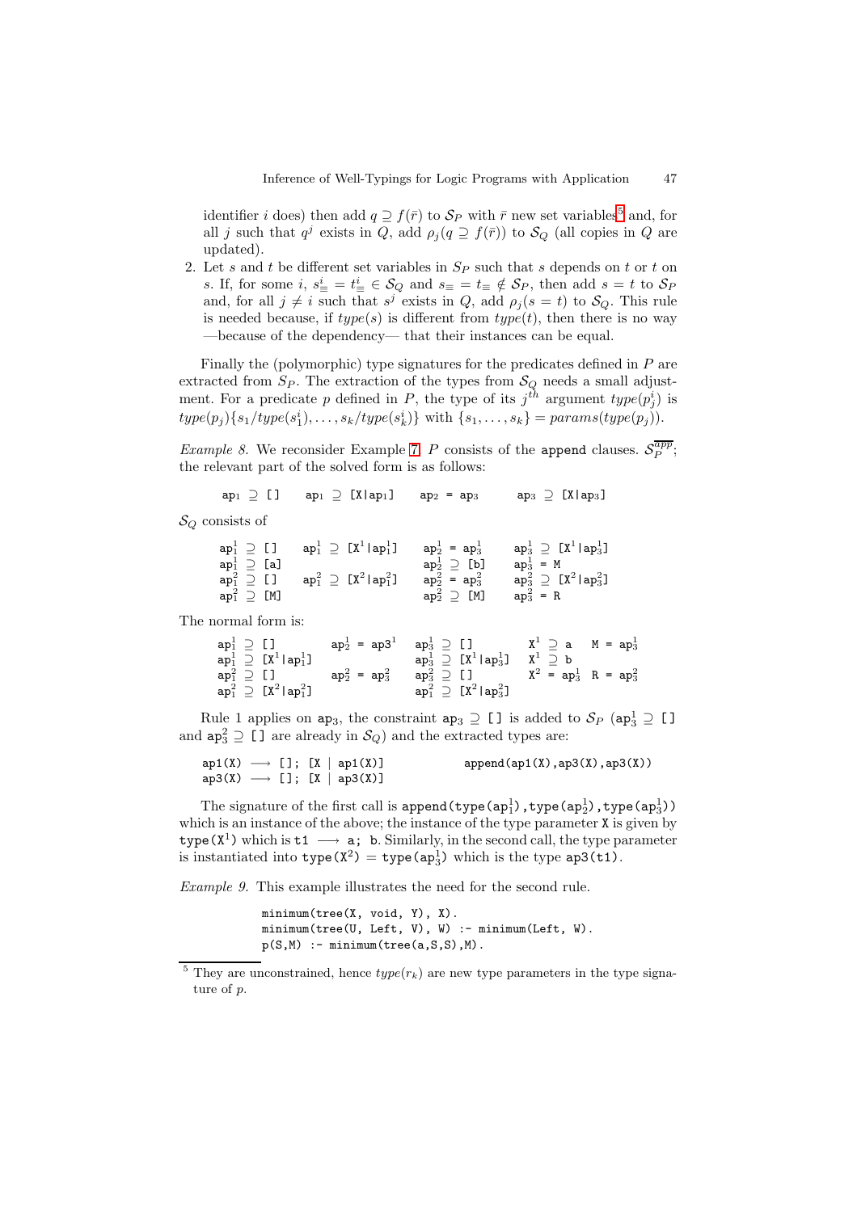identifier $i$ does) then add $q \supseteq f(\bar{r})$ to $\mathcal{S}_P$ with $\bar{r}$ new set variables[5] and, for all $j$ such that $q^j$ exists in $Q$, add $\rho_j(q \supseteq f(\bar{r}))$ to $\mathcal{S}_Q$ (all copies in $Q$ are updated).

2. Let $s$ and $t$ be different set variables in $S_P$ such that $s$ depends on $t$ or $t$ on $s$. If, for some $i$, $s^i_{\equiv} = t^i_{\equiv} \in \mathcal{S}_Q$ and $s_{\equiv} = t_{\equiv} \notin \mathcal{S}_P$, then add $s = t$ to $\mathcal{S}_P$ and, for all $j \neq i$ such that $s^j$ exists in $Q$, add $\rho_j(s = t)$ to $\mathcal{S}_Q$. This rule is needed because, if $type(s)$ is different from $type(t)$, then there is no way —because of the dependency— that their instances can be equal.

Finally the (polymorphic) type signatures for the predicates defined in $P$ are extracted from $S_P$. The extraction of the types from $\mathcal{S}_Q$ needs a small adjustment. For a predicate $p$ defined in $P$, the type of its $j^{th}$ argument $type(p^i_j)$ is $type(p_j)\{s_1/type(s^i_1), \ldots, s_k/type(s^i_k)\}$ with $\{s_1, \ldots, s_k\} = params(type(p_j))$.

*Example 8.* We reconsider Example 7. $P$ consists of the `append` clauses. $\mathcal{S}^{app}_P$; the relevant part of the solved form is as follows:

$$\mathtt{ap_1} \supseteq \mathtt{[]} \qquad \mathtt{ap_1} \supseteq \mathtt{[X|ap_1]} \qquad \mathtt{ap_2} = \mathtt{ap_3} \qquad \mathtt{ap_3} \supseteq \mathtt{[X|ap_3]}$$

$\mathcal{S}_Q$ consists of

$$\begin{array}{llll}
\mathtt{ap^1_1} \supseteq \mathtt{[]} & \mathtt{ap^1_1} \supseteq \mathtt{[X^1|ap^1_1]} & \mathtt{ap^1_2} = \mathtt{ap^1_3} & \mathtt{ap^1_3} \supseteq \mathtt{[X^1|ap^1_3]} \\
\mathtt{ap^1_1} \supseteq \mathtt{[a]} & & \mathtt{ap^1_2} \supseteq \mathtt{[b]} & \mathtt{ap^1_3} = \mathtt{M} \\
\mathtt{ap^2_1} \supseteq \mathtt{[]} & \mathtt{ap^2_1} \supseteq \mathtt{[X^2|ap^2_1]} & \mathtt{ap^2_2} = \mathtt{ap^2_3} & \mathtt{ap^2_3} \supseteq \mathtt{[X^2|ap^2_3]} \\
\mathtt{ap^2_1} \supseteq \mathtt{[M]} & & \mathtt{ap^2_2} \supseteq \mathtt{[M]} & \mathtt{ap^2_3} = \mathtt{R}
\end{array}$$

The normal form is:

$$\begin{array}{lllll}
\mathtt{ap^1_1} \supseteq \mathtt{[]} & \mathtt{ap^1_2} = \mathtt{ap3^1} & \mathtt{ap^1_3} \supseteq \mathtt{[]} & \mathtt{X^1} \supseteq \mathtt{a} & \mathtt{M} = \mathtt{ap^1_3} \\
\mathtt{ap^1_1} \supseteq \mathtt{[X^1|ap^1_1]} & & \mathtt{ap^1_3} \supseteq \mathtt{[X^1|ap^1_3]} & \mathtt{X^1} \supseteq \mathtt{b} & \\
\mathtt{ap^2_1} \supseteq \mathtt{[]} & \mathtt{ap^2_2} = \mathtt{ap^2_3} & \mathtt{ap^2_3} \supseteq \mathtt{[]} & \mathtt{X^2} = \mathtt{ap^1_3} & \mathtt{R} = \mathtt{ap^2_3} \\
\mathtt{ap^2_1} \supseteq \mathtt{[X^2|ap^2_1]} & & \mathtt{ap^2_1} \supseteq \mathtt{[X^2|ap^2_3]} & &
\end{array}$$

Rule 1 applies on $\mathtt{ap_3}$, the constraint $\mathtt{ap_3} \supseteq \mathtt{[]}$ is added to $\mathcal{S}_P$ ($\mathtt{ap^1_3} \supseteq \mathtt{[]}$ and $\mathtt{ap^2_3} \supseteq \mathtt{[]}$ are already in $\mathcal{S}_Q$) and the extracted types are:

```
ap1(X)  ⟶  []; [X | ap1(X)]          append(ap1(X),ap3(X),ap3(X))
ap3(X)  ⟶  []; [X | ap3(X)]
```

The signature of the first call is $\mathtt{append(type(ap^1_1),type(ap^1_2),type(ap^1_3))}$ which is an instance of the above; the instance of the type parameter `X` is given by $\mathtt{type(X^1)}$ which is `t1` $\longrightarrow$ `a; b`. Similarly, in the second call, the type parameter is instantiated into $\mathtt{type(X^2)} = \mathtt{type(ap^1_3)}$ which is the type `ap3(t1)`.

*Example 9.* This example illustrates the need for the second rule.

```
minimum(tree(X, void, Y), X).
minimum(tree(U, Left, V), W) :- minimum(Left, W).
p(S,M) :- minimum(tree(a,S,S),M).
```

[5] They are unconstrained, hence $type(r_k)$ are new type parameters in the type signature of $p$.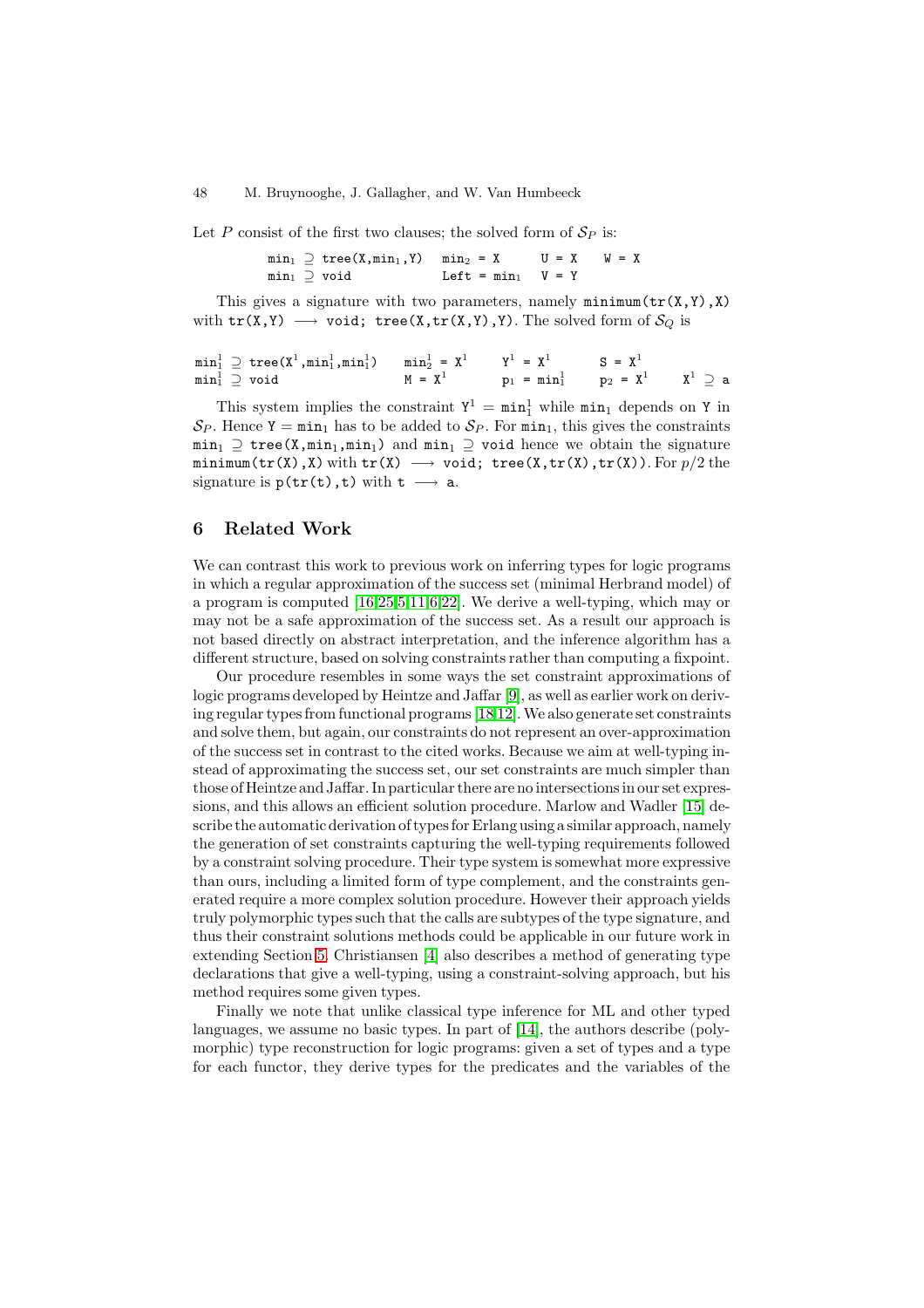Let $P$ consist of the first two clauses; the solved form of $\mathcal{S}_P$ is:

$$
\begin{array}{llll}
\mathtt{min}_1 \supseteq \mathtt{tree(X,min_1,Y)} & \mathtt{min}_2 = \mathtt{X} & \mathtt{U = X} & \mathtt{W = X} \\
\mathtt{min}_1 \supseteq \mathtt{void} & \mathtt{Left} = \mathtt{min}_1 & \mathtt{V = Y} &
\end{array}
$$

This gives a signature with two parameters, namely `minimum(tr(X,Y),X)` with `tr(X,Y)` $\longrightarrow$ `void; tree(X,tr(X,Y),Y)`. The solved form of $\mathcal{S}_Q$ is

$$
\begin{array}{lllll}
\mathtt{min}_1^1 \supseteq \mathtt{tree(X^1,min_1^1,min_1^1)} & \mathtt{min}_2^1 = \mathtt{X}^1 & \mathtt{Y}^1 = \mathtt{X}^1 & \mathtt{S} = \mathtt{X}^1 & \\
\mathtt{min}_1^1 \supseteq \mathtt{void} & \mathtt{M} = \mathtt{X}^1 & \mathtt{p}_1 = \mathtt{min}_1^1 & \mathtt{p}_2 = \mathtt{X}^1 & \mathtt{X}^1 \supseteq \mathtt{a}
\end{array}
$$

This system implies the constraint $\mathtt{Y}^1 = \mathtt{min}_1^1$ while $\mathtt{min}_1$ depends on `Y` in $\mathcal{S}_P$. Hence $\mathtt{Y} = \mathtt{min}_1$ has to be added to $\mathcal{S}_P$. For $\mathtt{min}_1$, this gives the constraints $\mathtt{min}_1 \supseteq \mathtt{tree(X,min_1,min_1)}$ and $\mathtt{min}_1 \supseteq \mathtt{void}$ hence we obtain the signature `minimum(tr(X),X)` with `tr(X)` $\longrightarrow$ `void; tree(X,tr(X),tr(X))`. For $p/2$ the signature is `p(tr(t),t)` with `t` $\longrightarrow$ `a`.

## 6 Related Work

We can contrast this work to previous work on inferring types for logic programs in which a regular approximation of the success set (minimal Herbrand model) of a program is computed [16,25,5,11,6,22]. We derive a well-typing, which may or may not be a safe approximation of the success set. As a result our approach is not based directly on abstract interpretation, and the inference algorithm has a different structure, based on solving constraints rather than computing a fixpoint.

Our procedure resembles in some ways the set constraint approximations of logic programs developed by Heintze and Jaffar [9], as well as earlier work on deriving regular types from functional programs [18,12]. We also generate set constraints and solve them, but again, our constraints do not represent an over-approximation of the success set in contrast to the cited works. Because we aim at well-typing instead of approximating the success set, our set constraints are much simpler than those of Heintze and Jaffar. In particular there are no intersections in our set expressions, and this allows an efficient solution procedure. Marlow and Wadler [15] describe the automatic derivation of types for Erlang using a similar approach, namely the generation of set constraints capturing the well-typing requirements followed by a constraint solving procedure. Their type system is somewhat more expressive than ours, including a limited form of type complement, and the constraints generated require a more complex solution procedure. However their approach yields truly polymorphic types such that the calls are subtypes of the type signature, and thus their constraint solutions methods could be applicable in our future work in extending Section 5. Christiansen [4] also describes a method of generating type declarations that give a well-typing, using a constraint-solving approach, but his method requires some given types.

Finally we note that unlike classical type inference for ML and other typed languages, we assume no basic types. In part of [14], the authors describe (polymorphic) type reconstruction for logic programs: given a set of types and a type for each functor, they derive types for the predicates and the variables of the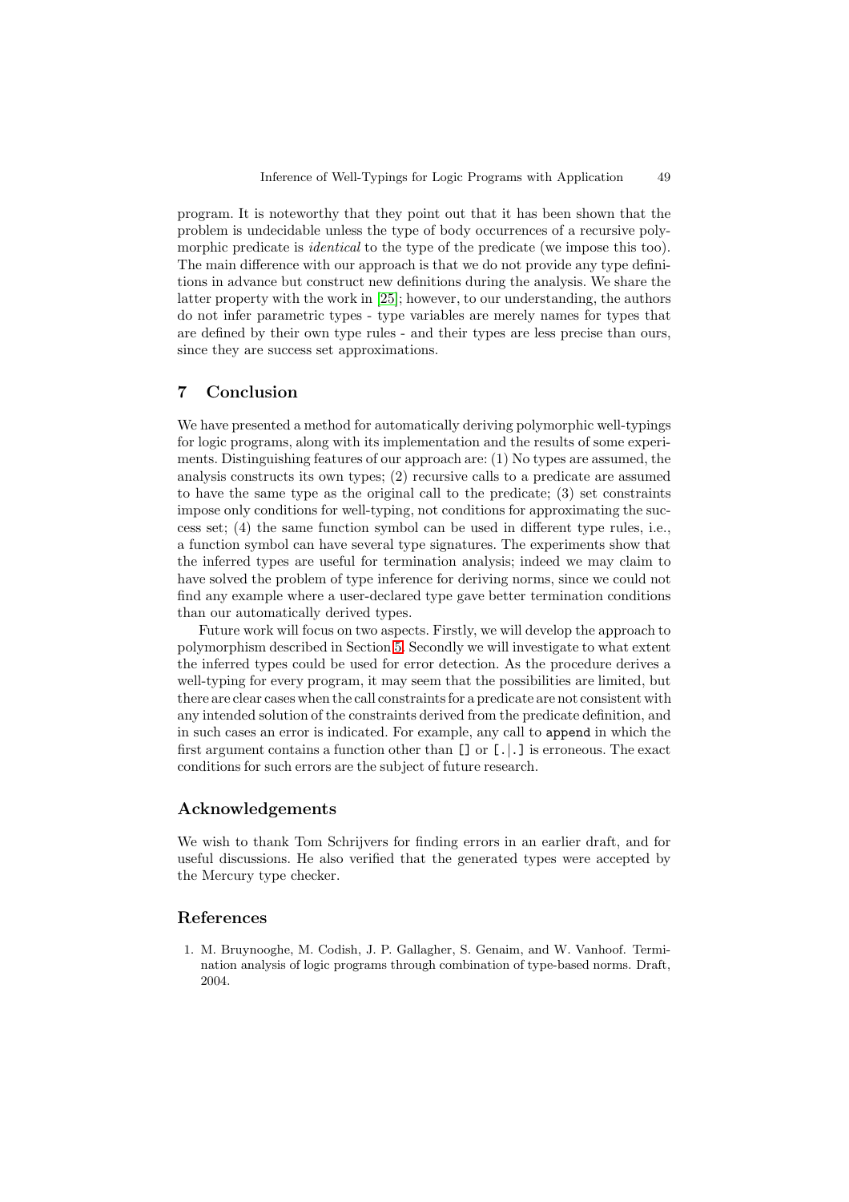program. It is noteworthy that they point out that it has been shown that the problem is undecidable unless the type of body occurrences of a recursive polymorphic predicate is *identical* to the type of the predicate (we impose this too). The main difference with our approach is that we do not provide any type definitions in advance but construct new definitions during the analysis. We share the latter property with the work in [25]; however, to our understanding, the authors do not infer parametric types - type variables are merely names for types that are defined by their own type rules - and their types are less precise than ours, since they are success set approximations.

## 7 Conclusion

We have presented a method for automatically deriving polymorphic well-typings for logic programs, along with its implementation and the results of some experiments. Distinguishing features of our approach are: (1) No types are assumed, the analysis constructs its own types; (2) recursive calls to a predicate are assumed to have the same type as the original call to the predicate; (3) set constraints impose only conditions for well-typing, not conditions for approximating the success set; (4) the same function symbol can be used in different type rules, i.e., a function symbol can have several type signatures. The experiments show that the inferred types are useful for termination analysis; indeed we may claim to have solved the problem of type inference for deriving norms, since we could not find any example where a user-declared type gave better termination conditions than our automatically derived types.

Future work will focus on two aspects. Firstly, we will develop the approach to polymorphism described in Section 5. Secondly we will investigate to what extent the inferred types could be used for error detection. As the procedure derives a well-typing for every program, it may seem that the possibilities are limited, but there are clear cases when the call constraints for a predicate are not consistent with any intended solution of the constraints derived from the predicate definition, and in such cases an error is indicated. For example, any call to `append` in which the first argument contains a function other than `[]` or `[.|.]` is erroneous. The exact conditions for such errors are the subject of future research.

## Acknowledgements

We wish to thank Tom Schrijvers for finding errors in an earlier draft, and for useful discussions. He also verified that the generated types were accepted by the Mercury type checker.

## References

1. M. Bruynooghe, M. Codish, J. P. Gallagher, S. Genaim, and W. Vanhoof. Termination analysis of logic programs through combination of type-based norms. Draft, 2004.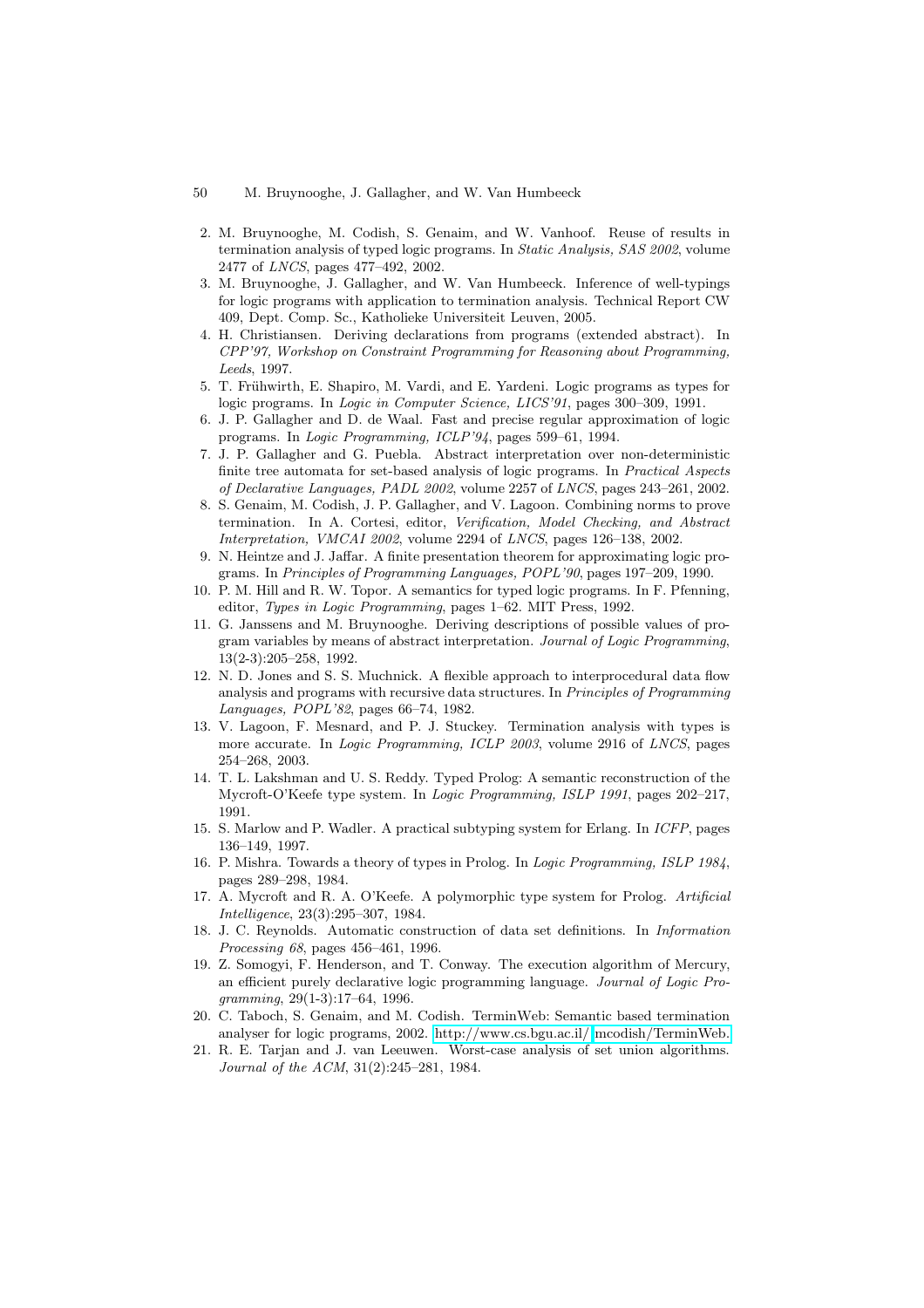2. M. Bruynooghe, M. Codish, S. Genaim, and W. Vanhoof. Reuse of results in termination analysis of typed logic programs. In *Static Analysis, SAS 2002*, volume 2477 of *LNCS*, pages 477–492, 2002.
3. M. Bruynooghe, J. Gallagher, and W. Van Humbeeck. Inference of well-typings for logic programs with application to termination analysis. Technical Report CW 409, Dept. Comp. Sc., Katholieke Universiteit Leuven, 2005.
4. H. Christiansen. Deriving declarations from programs (extended abstract). In *CPP'97, Workshop on Constraint Programming for Reasoning about Programming, Leeds*, 1997.
5. T. Frühwirth, E. Shapiro, M. Vardi, and E. Yardeni. Logic programs as types for logic programs. In *Logic in Computer Science, LICS'91*, pages 300–309, 1991.
6. J. P. Gallagher and D. de Waal. Fast and precise regular approximation of logic programs. In *Logic Programming, ICLP'94*, pages 599–61, 1994.
7. J. P. Gallagher and G. Puebla. Abstract interpretation over non-deterministic finite tree automata for set-based analysis of logic programs. In *Practical Aspects of Declarative Languages, PADL 2002*, volume 2257 of *LNCS*, pages 243–261, 2002.
8. S. Genaim, M. Codish, J. P. Gallagher, and V. Lagoon. Combining norms to prove termination. In A. Cortesi, editor, *Verification, Model Checking, and Abstract Interpretation, VMCAI 2002*, volume 2294 of *LNCS*, pages 126–138, 2002.
9. N. Heintze and J. Jaffar. A finite presentation theorem for approximating logic programs. In *Principles of Programming Languages, POPL'90*, pages 197–209, 1990.
10. P. M. Hill and R. W. Topor. A semantics for typed logic programs. In F. Pfenning, editor, *Types in Logic Programming*, pages 1–62. MIT Press, 1992.
11. G. Janssens and M. Bruynooghe. Deriving descriptions of possible values of program variables by means of abstract interpretation. *Journal of Logic Programming*, 13(2-3):205–258, 1992.
12. N. D. Jones and S. S. Muchnick. A flexible approach to interprocedural data flow analysis and programs with recursive data structures. In *Principles of Programming Languages, POPL'82*, pages 66–74, 1982.
13. V. Lagoon, F. Mesnard, and P. J. Stuckey. Termination analysis with types is more accurate. In *Logic Programming, ICLP 2003*, volume 2916 of *LNCS*, pages 254–268, 2003.
14. T. L. Lakshman and U. S. Reddy. Typed Prolog: A semantic reconstruction of the Mycroft-O'Keefe type system. In *Logic Programming, ISLP 1991*, pages 202–217, 1991.
15. S. Marlow and P. Wadler. A practical subtyping system for Erlang. In *ICFP*, pages 136–149, 1997.
16. P. Mishra. Towards a theory of types in Prolog. In *Logic Programming, ISLP 1984*, pages 289–298, 1984.
17. A. Mycroft and R. A. O'Keefe. A polymorphic type system for Prolog. *Artificial Intelligence*, 23(3):295–307, 1984.
18. J. C. Reynolds. Automatic construction of data set definitions. In *Information Processing 68*, pages 456–461, 1996.
19. Z. Somogyi, F. Henderson, and T. Conway. The execution algorithm of Mercury, an efficient purely declarative logic programming language. *Journal of Logic Programming*, 29(1-3):17–64, 1996.
20. C. Taboch, S. Genaim, and M. Codish. TerminWeb: Semantic based termination analyser for logic programs, 2002. http://www.cs.bgu.ac.il/ mcodish/TerminWeb.
21. R. E. Tarjan and J. van Leeuwen. Worst-case analysis of set union algorithms. *Journal of the ACM*, 31(2):245–281, 1984.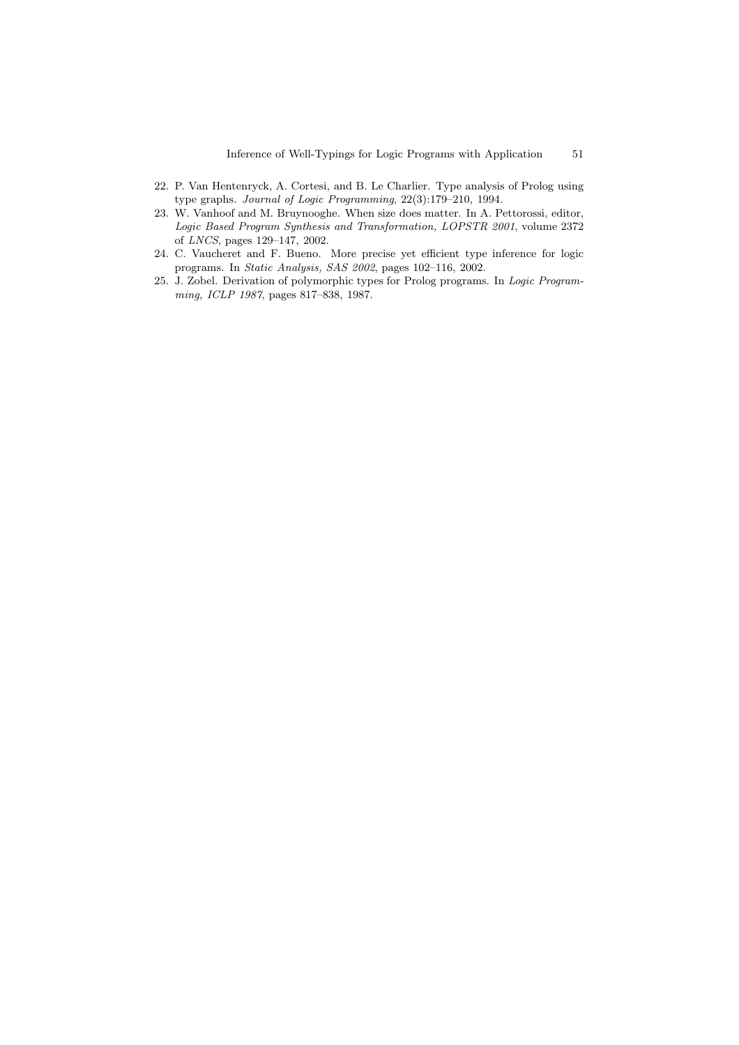22. P. Van Hentenryck, A. Cortesi, and B. Le Charlier. Type analysis of Prolog using type graphs. *Journal of Logic Programming*, 22(3):179–210, 1994.
23. W. Vanhoof and M. Bruynooghe. When size does matter. In A. Pettorossi, editor, *Logic Based Program Synthesis and Transformation, LOPSTR 2001*, volume 2372 of *LNCS*, pages 129–147, 2002.
24. C. Vaucheret and F. Bueno. More precise yet efficient type inference for logic programs. In *Static Analysis, SAS 2002*, pages 102–116, 2002.
25. J. Zobel. Derivation of polymorphic types for Prolog programs. In *Logic Programming, ICLP 1987*, pages 817–838, 1987.